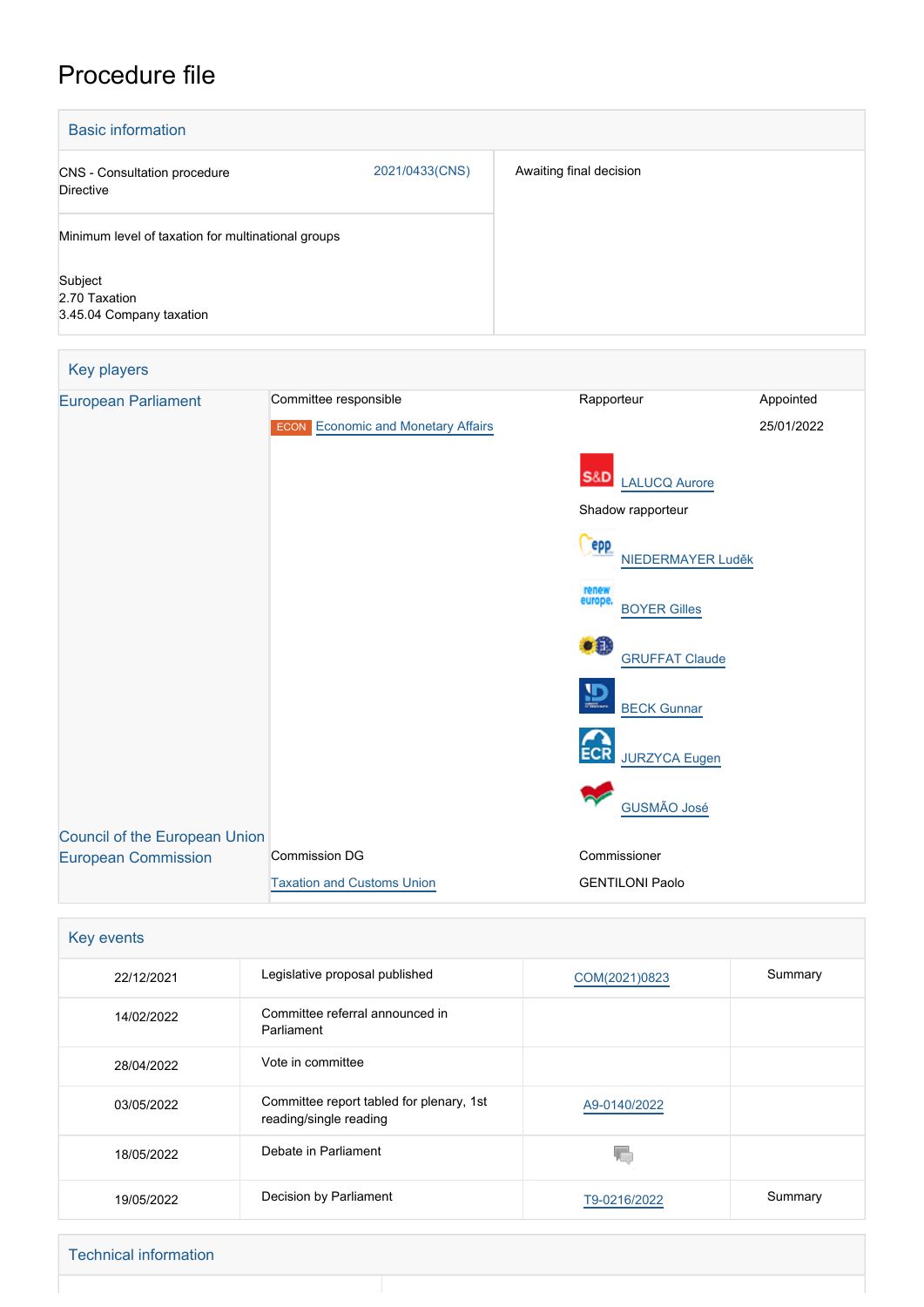# Procedure file

## Basic information

| | | |
|---|---|---|
| CNS - Consultation procedure<br>Directive | 2021/0433(CNS) | Awaiting final decision |
| Minimum level of taxation for multinational groups<br><br>Subject<br>2.70 Taxation<br>3.45.04 Company taxation | | |

## Key players

| | | | |
|---|---|---|---|
| European Parliament | Committee responsible | Rapporteur | Appointed |
| | ECON Economic and Monetary Affairs | | 25/01/2022 |
| | | S&D LALUCQ Aurore | |
| | | Shadow rapporteur | |
| | | EPP NIEDERMAYER Luděk | |
| | | Renew Europe BOYER Gilles | |
| | | Greens/EFA GRUFFAT Claude | |
| | | ID BECK Gunnar | |
| | | ECR JURZYCA Eugen | |
| | | GUSMÃO José | |
| Council of the European Union | | | |
| European Commission | Commission DG | Commissioner | |
| | Taxation and Customs Union | GENTILONI Paolo | |

## Key events

| | | | |
|---|---|---|---|
| 22/12/2021 | Legislative proposal published | COM(2021)0823 | Summary |
| 14/02/2022 | Committee referral announced in Parliament | | |
| 28/04/2022 | Vote in committee | | |
| 03/05/2022 | Committee report tabled for plenary, 1st reading/single reading | A9-0140/2022 | |
| 18/05/2022 | Debate in Parliament | | |
| 19/05/2022 | Decision by Parliament | T9-0216/2022 | Summary |

## Technical information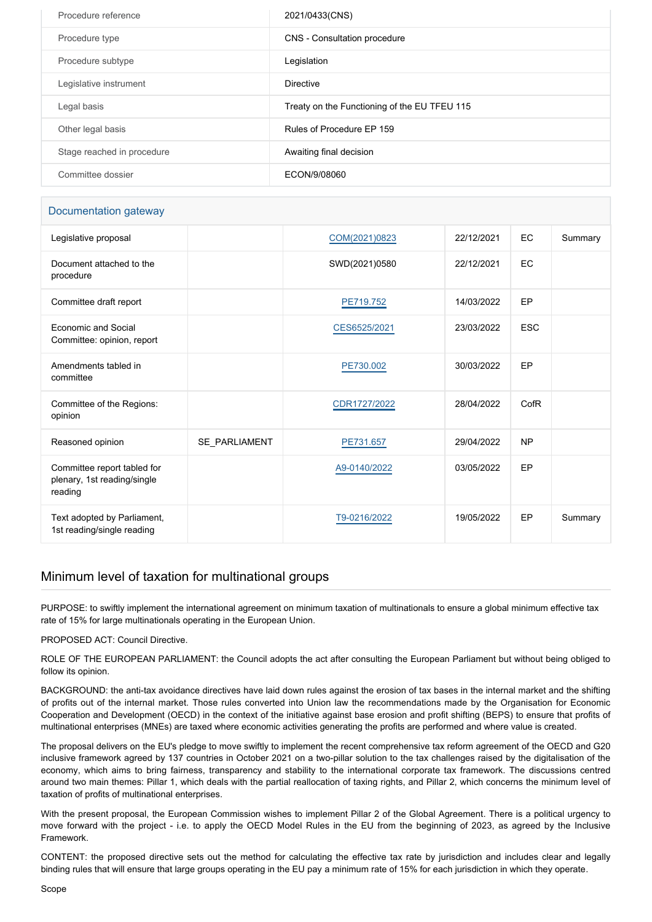| Procedure reference | 2021/0433(CNS) |
|---|---|
| Procedure type | CNS - Consultation procedure |
| Procedure subtype | Legislation |
| Legislative instrument | Directive |
| Legal basis | Treaty on the Functioning of the EU TFEU 115 |
| Other legal basis | Rules of Procedure EP 159 |
| Stage reached in procedure | Awaiting final decision |
| Committee dossier | ECON/9/08060 |

## Documentation gateway

| | | | | | |
|---|---|---|---|---|---|
| Legislative proposal | | COM(2021)0823 | 22/12/2021 | EC | Summary |
| Document attached to the procedure | | SWD(2021)0580 | 22/12/2021 | EC | |
| Committee draft report | | PE719.752 | 14/03/2022 | EP | |
| Economic and Social Committee: opinion, report | | CES6525/2021 | 23/03/2022 | ESC | |
| Amendments tabled in committee | | PE730.002 | 30/03/2022 | EP | |
| Committee of the Regions: opinion | | CDR1727/2022 | 28/04/2022 | CofR | |
| Reasoned opinion | SE_PARLIAMENT | PE731.657 | 29/04/2022 | NP | |
| Committee report tabled for plenary, 1st reading/single reading | | A9-0140/2022 | 03/05/2022 | EP | |
| Text adopted by Parliament, 1st reading/single reading | | T9-0216/2022 | 19/05/2022 | EP | Summary |

## Minimum level of taxation for multinational groups

PURPOSE: to swiftly implement the international agreement on minimum taxation of multinationals to ensure a global minimum effective tax rate of 15% for large multinationals operating in the European Union.

PROPOSED ACT: Council Directive.

ROLE OF THE EUROPEAN PARLIAMENT: the Council adopts the act after consulting the European Parliament but without being obliged to follow its opinion.

BACKGROUND: the anti-tax avoidance directives have laid down rules against the erosion of tax bases in the internal market and the shifting of profits out of the internal market. Those rules converted into Union law the recommendations made by the Organisation for Economic Cooperation and Development (OECD) in the context of the initiative against base erosion and profit shifting (BEPS) to ensure that profits of multinational enterprises (MNEs) are taxed where economic activities generating the profits are performed and where value is created.

The proposal delivers on the EU's pledge to move swiftly to implement the recent comprehensive tax reform agreement of the OECD and G20 inclusive framework agreed by 137 countries in October 2021 on a two-pillar solution to the tax challenges raised by the digitalisation of the economy, which aims to bring fairness, transparency and stability to the international corporate tax framework. The discussions centred around two main themes: Pillar 1, which deals with the partial reallocation of taxing rights, and Pillar 2, which concerns the minimum level of taxation of profits of multinational enterprises.

With the present proposal, the European Commission wishes to implement Pillar 2 of the Global Agreement. There is a political urgency to move forward with the project - i.e. to apply the OECD Model Rules in the EU from the beginning of 2023, as agreed by the Inclusive Framework.

CONTENT: the proposed directive sets out the method for calculating the effective tax rate by jurisdiction and includes clear and legally binding rules that will ensure that large groups operating in the EU pay a minimum rate of 15% for each jurisdiction in which they operate.

Scope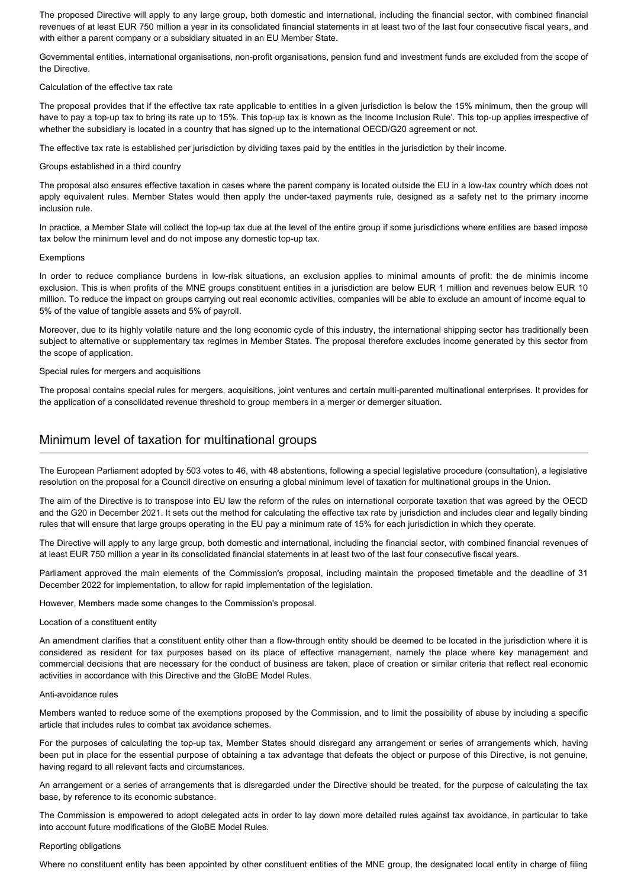The proposed Directive will apply to any large group, both domestic and international, including the financial sector, with combined financial revenues of at least EUR 750 million a year in its consolidated financial statements in at least two of the last four consecutive fiscal years, and with either a parent company or a subsidiary situated in an EU Member State.

Governmental entities, international organisations, non-profit organisations, pension fund and investment funds are excluded from the scope of the Directive.

Calculation of the effective tax rate

The proposal provides that if the effective tax rate applicable to entities in a given jurisdiction is below the 15% minimum, then the group will have to pay a top-up tax to bring its rate up to 15%. This top-up tax is known as the Income Inclusion Rule'. This top-up applies irrespective of whether the subsidiary is located in a country that has signed up to the international OECD/G20 agreement or not.

The effective tax rate is established per jurisdiction by dividing taxes paid by the entities in the jurisdiction by their income.

Groups established in a third country

The proposal also ensures effective taxation in cases where the parent company is located outside the EU in a low-tax country which does not apply equivalent rules. Member States would then apply the under-taxed payments rule, designed as a safety net to the primary income inclusion rule.

In practice, a Member State will collect the top-up tax due at the level of the entire group if some jurisdictions where entities are based impose tax below the minimum level and do not impose any domestic top-up tax.

Exemptions

In order to reduce compliance burdens in low-risk situations, an exclusion applies to minimal amounts of profit: the de minimis income exclusion. This is when profits of the MNE groups constituent entities in a jurisdiction are below EUR 1 million and revenues below EUR 10 million. To reduce the impact on groups carrying out real economic activities, companies will be able to exclude an amount of income equal to 5% of the value of tangible assets and 5% of payroll.

Moreover, due to its highly volatile nature and the long economic cycle of this industry, the international shipping sector has traditionally been subject to alternative or supplementary tax regimes in Member States. The proposal therefore excludes income generated by this sector from the scope of application.

Special rules for mergers and acquisitions

The proposal contains special rules for mergers, acquisitions, joint ventures and certain multi-parented multinational enterprises. It provides for the application of a consolidated revenue threshold to group members in a merger or demerger situation.

## Minimum level of taxation for multinational groups

The European Parliament adopted by 503 votes to 46, with 48 abstentions, following a special legislative procedure (consultation), a legislative resolution on the proposal for a Council directive on ensuring a global minimum level of taxation for multinational groups in the Union.

The aim of the Directive is to transpose into EU law the reform of the rules on international corporate taxation that was agreed by the OECD and the G20 in December 2021. It sets out the method for calculating the effective tax rate by jurisdiction and includes clear and legally binding rules that will ensure that large groups operating in the EU pay a minimum rate of 15% for each jurisdiction in which they operate.

The Directive will apply to any large group, both domestic and international, including the financial sector, with combined financial revenues of at least EUR 750 million a year in its consolidated financial statements in at least two of the last four consecutive fiscal years.

Parliament approved the main elements of the Commission's proposal, including maintain the proposed timetable and the deadline of 31 December 2022 for implementation, to allow for rapid implementation of the legislation.

However, Members made some changes to the Commission's proposal.

Location of a constituent entity

An amendment clarifies that a constituent entity other than a flow-through entity should be deemed to be located in the jurisdiction where it is considered as resident for tax purposes based on its place of effective management, namely the place where key management and commercial decisions that are necessary for the conduct of business are taken, place of creation or similar criteria that reflect real economic activities in accordance with this Directive and the GloBE Model Rules.

Anti-avoidance rules

Members wanted to reduce some of the exemptions proposed by the Commission, and to limit the possibility of abuse by including a specific article that includes rules to combat tax avoidance schemes.

For the purposes of calculating the top-up tax, Member States should disregard any arrangement or series of arrangements which, having been put in place for the essential purpose of obtaining a tax advantage that defeats the object or purpose of this Directive, is not genuine, having regard to all relevant facts and circumstances.

An arrangement or a series of arrangements that is disregarded under the Directive should be treated, for the purpose of calculating the tax base, by reference to its economic substance.

The Commission is empowered to adopt delegated acts in order to lay down more detailed rules against tax avoidance, in particular to take into account future modifications of the GloBE Model Rules.

Reporting obligations

Where no constituent entity has been appointed by other constituent entities of the MNE group, the designated local entity in charge of filing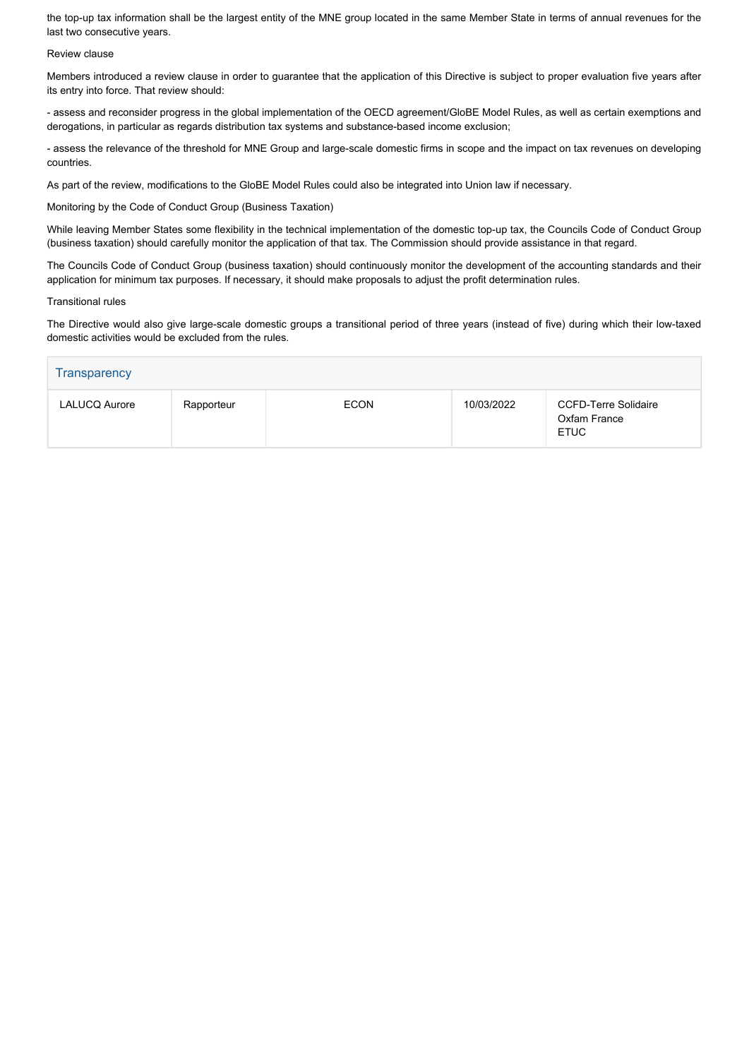the top-up tax information shall be the largest entity of the MNE group located in the same Member State in terms of annual revenues for the last two consecutive years.

Review clause

Members introduced a review clause in order to guarantee that the application of this Directive is subject to proper evaluation five years after its entry into force. That review should:

- assess and reconsider progress in the global implementation of the OECD agreement/GloBE Model Rules, as well as certain exemptions and derogations, in particular as regards distribution tax systems and substance-based income exclusion;

- assess the relevance of the threshold for MNE Group and large-scale domestic firms in scope and the impact on tax revenues on developing countries.

As part of the review, modifications to the GloBE Model Rules could also be integrated into Union law if necessary.

Monitoring by the Code of Conduct Group (Business Taxation)

While leaving Member States some flexibility in the technical implementation of the domestic top-up tax, the Councils Code of Conduct Group (business taxation) should carefully monitor the application of that tax. The Commission should provide assistance in that regard.

The Councils Code of Conduct Group (business taxation) should continuously monitor the development of the accounting standards and their application for minimum tax purposes. If necessary, it should make proposals to adjust the profit determination rules.

Transitional rules

The Directive would also give large-scale domestic groups a transitional period of three years (instead of five) during which their low-taxed domestic activities would be excluded from the rules.

## Transparency

| | | | | |
|---|---|---|---|---|
| LALUCQ Aurore | Rapporteur | ECON | 10/03/2022 | CCFD-Terre Solidaire<br>Oxfam France<br>ETUC |